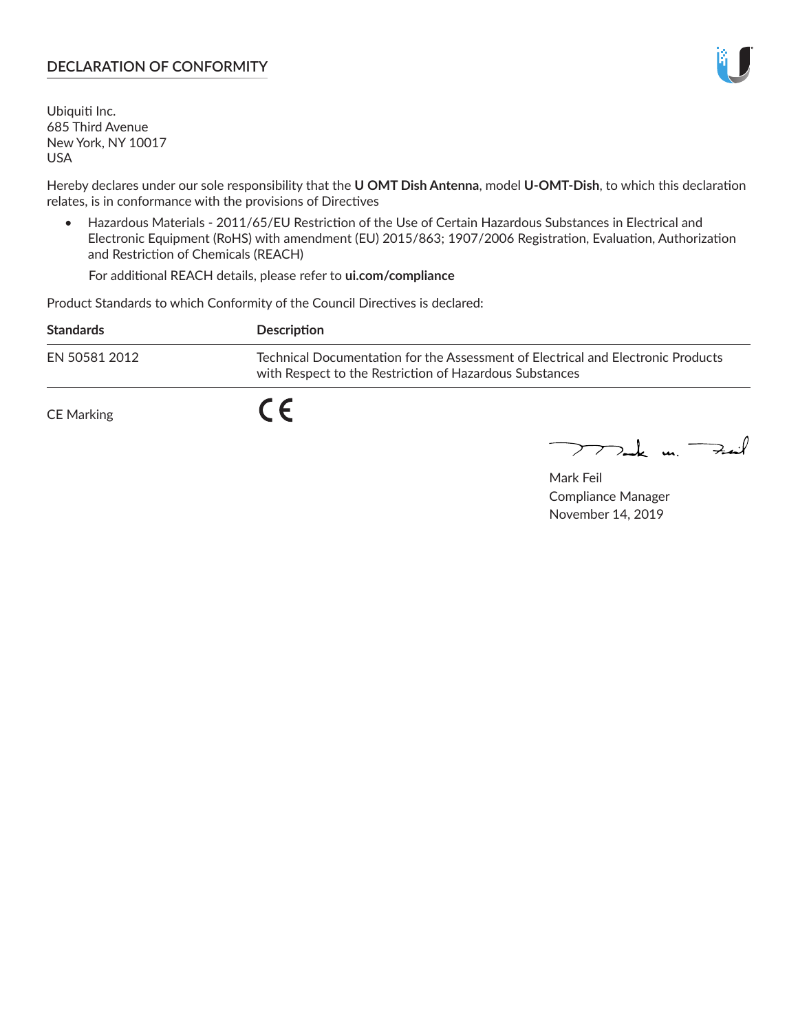## DECLARATION OF CONFORMITY

Ubiquiti Inc.
685 Third Avenue
New York, NY 10017
USA

Hereby declares under our sole responsibility that the **U OMT Dish Antenna**, model **U-OMT-Dish**, to which this declaration relates, is in conformance with the provisions of Directives

- Hazardous Materials - 2011/65/EU Restriction of the Use of Certain Hazardous Substances in Electrical and Electronic Equipment (RoHS) with amendment (EU) 2015/863; 1907/2006 Registration, Evaluation, Authorization and Restriction of Chemicals (REACH)

  For additional REACH details, please refer to **ui.com/compliance**

Product Standards to which Conformity of the Council Directives is declared:

| Standards | Description |
| --- | --- |
| EN 50581 2012 | Technical Documentation for the Assessment of Electrical and Electronic Products with Respect to the Restriction of Hazardous Substances |
| CE Marking | CE |

Mark Feil
Compliance Manager
November 14, 2019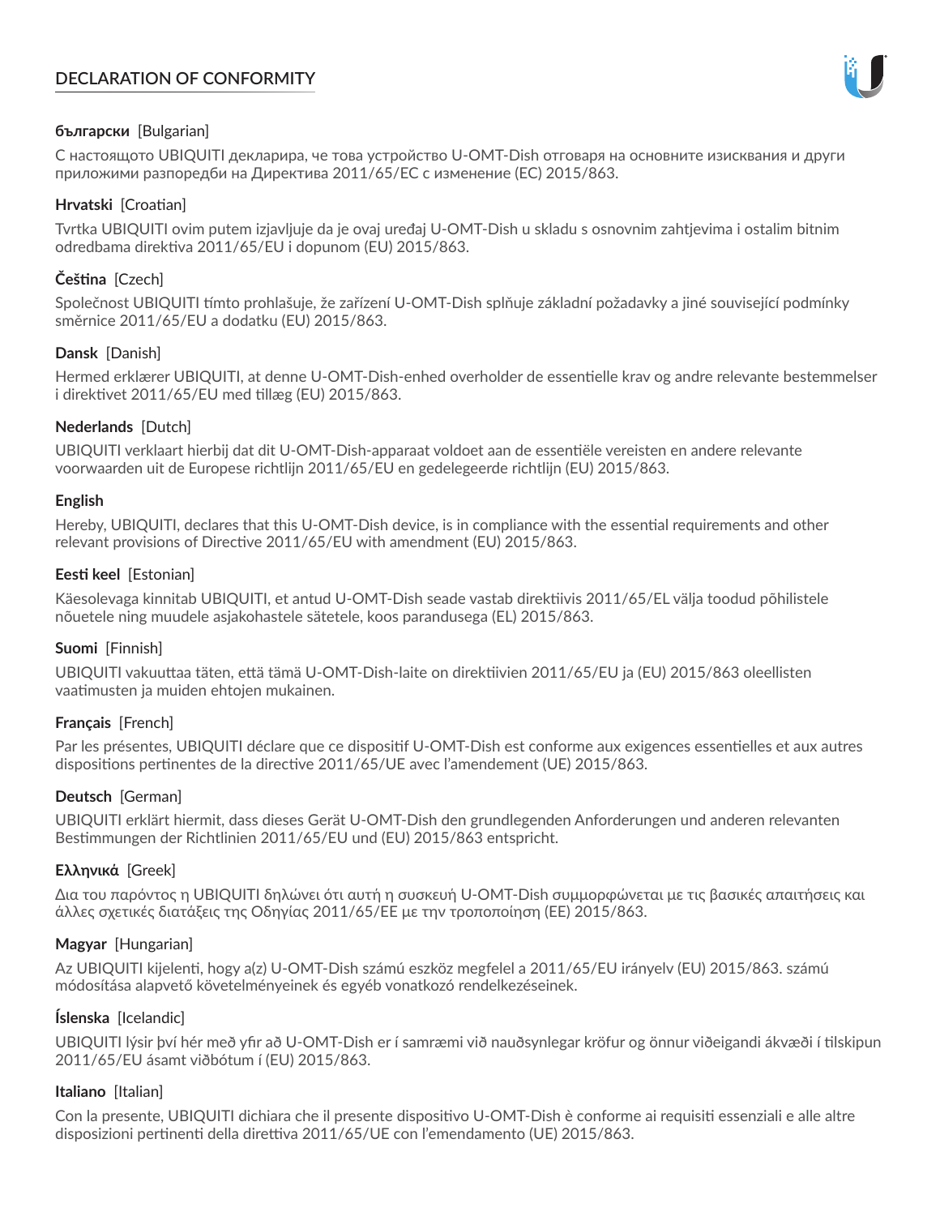# DECLARATION OF CONFORMITY

**български** [Bulgarian]

С настоящото UBIQUITI декларира, че това устройство U-OMT-Dish отговаря на основните изисквания и други приложими разпоредби на Директива 2011/65/ЕС с изменение (ЕС) 2015/863.

**Hrvatski** [Croatian]

Tvrtka UBIQUITI ovim putem izjavljuje da je ovaj uređaj U-OMT-Dish u skladu s osnovnim zahtjevima i ostalim bitnim odredbama direktiva 2011/65/EU i dopunom (EU) 2015/863.

**Čeština** [Czech]

Společnost UBIQUITI tímto prohlašuje, že zařízení U-OMT-Dish splňuje základní požadavky a jiné související podmínky směrnice 2011/65/EU a dodatku (EU) 2015/863.

**Dansk** [Danish]

Hermed erklærer UBIQUITI, at denne U-OMT-Dish-enhed overholder de essentielle krav og andre relevante bestemmelser i direktivet 2011/65/EU med tillæg (EU) 2015/863.

**Nederlands** [Dutch]

UBIQUITI verklaart hierbij dat dit U-OMT-Dish-apparaat voldoet aan de essentiële vereisten en andere relevante voorwaarden uit de Europese richtlijn 2011/65/EU en gedelegeerde richtlijn (EU) 2015/863.

**English**

Hereby, UBIQUITI, declares that this U-OMT-Dish device, is in compliance with the essential requirements and other relevant provisions of Directive 2011/65/EU with amendment (EU) 2015/863.

**Eesti keel** [Estonian]

Käesolevaga kinnitab UBIQUITI, et antud U-OMT-Dish seade vastab direktiivis 2011/65/EL välja toodud põhilistele nõuetele ning muudele asjakohastele sätetele, koos parandusega (EL) 2015/863.

**Suomi** [Finnish]

UBIQUITI vakuuttaa täten, että tämä U-OMT-Dish-laite on direktiivien 2011/65/EU ja (EU) 2015/863 oleellisten vaatimusten ja muiden ehtojen mukainen.

**Français** [French]

Par les présentes, UBIQUITI déclare que ce dispositif U-OMT-Dish est conforme aux exigences essentielles et aux autres dispositions pertinentes de la directive 2011/65/UE avec l'amendement (UE) 2015/863.

**Deutsch** [German]

UBIQUITI erklärt hiermit, dass dieses Gerät U-OMT-Dish den grundlegenden Anforderungen und anderen relevanten Bestimmungen der Richtlinien 2011/65/EU und (EU) 2015/863 entspricht.

**Ελληνικά** [Greek]

Δια του παρόντος η UBIQUITI δηλώνει ότι αυτή η συσκευή U-OMT-Dish συμμορφώνεται με τις βασικές απαιτήσεις και άλλες σχετικές διατάξεις της Οδηγίας 2011/65/ΕΕ με την τροποποίηση (ΕΕ) 2015/863.

**Magyar** [Hungarian]

Az UBIQUITI kijelenti, hogy a(z) U-OMT-Dish számú eszköz megfelel a 2011/65/EU irányelv (EU) 2015/863. számú módosítása alapvető követelményeinek és egyéb vonatkozó rendelkezéseinek.

**Íslenska** [Icelandic]

UBIQUITI lýsir því hér með yfir að U-OMT-Dish er í samræmi við nauðsynlegar kröfur og önnur viðeigandi ákvæði í tilskipun 2011/65/EU ásamt viðbótum í (EU) 2015/863.

**Italiano** [Italian]

Con la presente, UBIQUITI dichiara che il presente dispositivo U-OMT-Dish è conforme ai requisiti essenziali e alle altre disposizioni pertinenti della direttiva 2011/65/UE con l'emendamento (UE) 2015/863.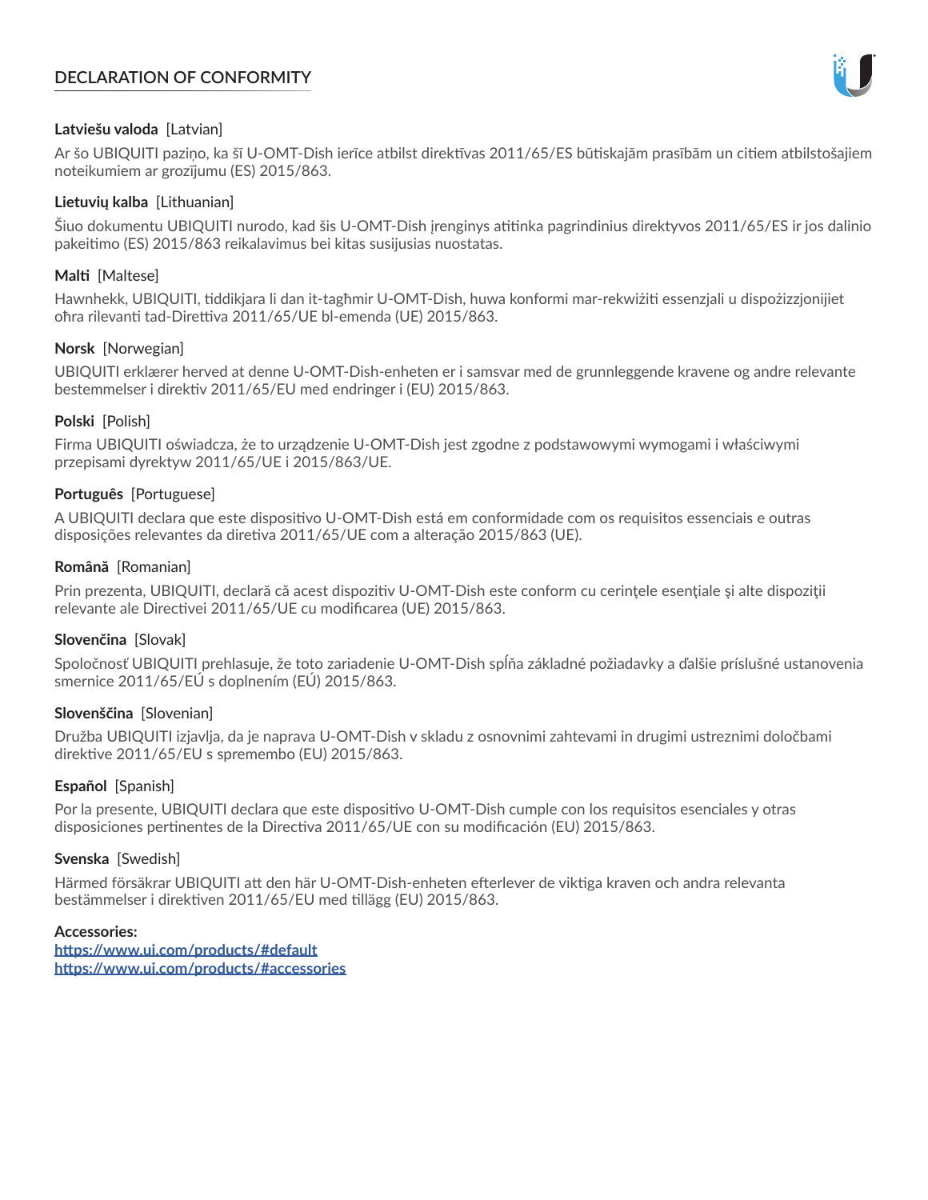DECLARATION OF CONFORMITY

**Latviešu valoda** [Latvian]

Ar šo UBIQUITI paziņo, ka šī U-OMT-Dish ierīce atbilst direktīvas 2011/65/ES būtiskajām prasībām un citiem atbilstošajiem noteikumiem ar grozījumu (ES) 2015/863.

**Lietuvių kalba** [Lithuanian]

Šiuo dokumentu UBIQUITI nurodo, kad šis U-OMT-Dish įrenginys atitinka pagrindinius direktyvos 2011/65/ES ir jos dalinio pakeitimo (ES) 2015/863 reikalavimus bei kitas susijusias nuostatas.

**Malti** [Maltese]

Hawnhekk, UBIQUITI, tiddikjara li dan it-tagħmir U-OMT-Dish, huwa konformi mar-rekwiżiti essenzjali u dispożizzjonijiet oħra rilevanti tad-Direttiva 2011/65/UE bl-emenda (UE) 2015/863.

**Norsk** [Norwegian]

UBIQUITI erklærer herved at denne U-OMT-Dish-enheten er i samsvar med de grunnleggende kravene og andre relevante bestemmelser i direktiv 2011/65/EU med endringer i (EU) 2015/863.

**Polski** [Polish]

Firma UBIQUITI oświadcza, że to urządzenie U-OMT-Dish jest zgodne z podstawowymi wymogami i właściwymi przepisami dyrektyw 2011/65/UE i 2015/863/UE.

**Português** [Portuguese]

A UBIQUITI declara que este dispositivo U-OMT-Dish está em conformidade com os requisitos essenciais e outras disposições relevantes da diretiva 2011/65/UE com a alteração 2015/863 (UE).

**Română** [Romanian]

Prin prezenta, UBIQUITI, declară că acest dispozitiv U-OMT-Dish este conform cu cerinţele esenţiale şi alte dispoziţii relevante ale Directivei 2011/65/UE cu modificarea (UE) 2015/863.

**Slovenčina** [Slovak]

Spoločnosť UBIQUITI prehlasuje, že toto zariadenie U-OMT-Dish spĺňa základné požiadavky a ďalšie príslušné ustanovenia smernice 2011/65/EÚ s doplnením (EÚ) 2015/863.

**Slovenščina** [Slovenian]

Družba UBIQUITI izjavlja, da je naprava U-OMT-Dish v skladu z osnovnimi zahtevami in drugimi ustreznimi določbami direktive 2011/65/EU s spremembo (EU) 2015/863.

**Español** [Spanish]

Por la presente, UBIQUITI declara que este dispositivo U-OMT-Dish cumple con los requisitos esenciales y otras disposiciones pertinentes de la Directiva 2011/65/UE con su modificación (EU) 2015/863.

**Svenska** [Swedish]

Härmed försäkrar UBIQUITI att den här U-OMT-Dish-enheten efterlever de viktiga kraven och andra relevanta bestämmelser i direktiven 2011/65/EU med tillägg (EU) 2015/863.

**Accessories:**
**https://www.ui.com/products/#default**
**https://www.ui.com/products/#accessories**